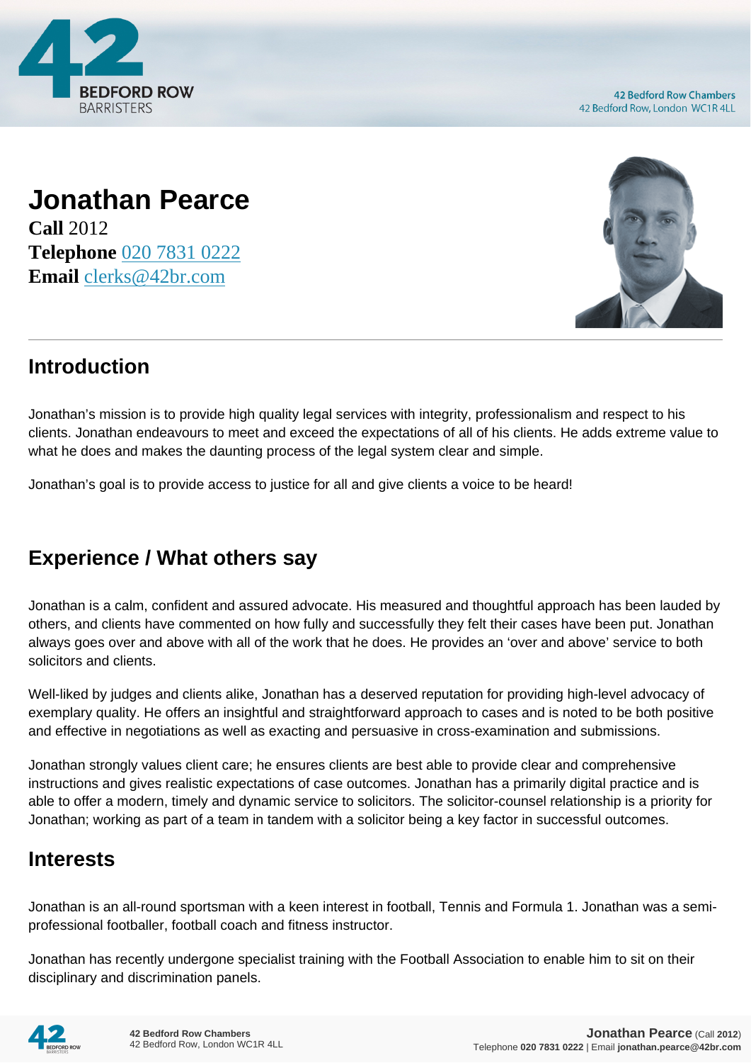# Jonathan Pearce

**Call** 2012
**Telephone** 020 7831 0222
**Email** clerks@42br.com

## Introduction

Jonathan's mission is to provide high quality legal services with integrity, professionalism and respect to his clients. Jonathan endeavours to meet and exceed the expectations of all of his clients. He adds extreme value to what he does and makes the daunting process of the legal system clear and simple.

Jonathan's goal is to provide access to justice for all and give clients a voice to be heard!

## Experience / What others say

Jonathan is a calm, confident and assured advocate. His measured and thoughtful approach has been lauded by others, and clients have commented on how fully and successfully they felt their cases have been put. Jonathan always goes over and above with all of the work that he does. He provides an 'over and above' service to both solicitors and clients.

Well-liked by judges and clients alike, Jonathan has a deserved reputation for providing high-level advocacy of exemplary quality. He offers an insightful and straightforward approach to cases and is noted to be both positive and effective in negotiations as well as exacting and persuasive in cross-examination and submissions.

Jonathan strongly values client care; he ensures clients are best able to provide clear and comprehensive instructions and gives realistic expectations of case outcomes. Jonathan has a primarily digital practice and is able to offer a modern, timely and dynamic service to solicitors. The solicitor-counsel relationship is a priority for Jonathan; working as part of a team in tandem with a solicitor being a key factor in successful outcomes.

## Interests

Jonathan is an all-round sportsman with a keen interest in football, Tennis and Formula 1. Jonathan was a semi-professional footballer, football coach and fitness instructor.

Jonathan has recently undergone specialist training with the Football Association to enable him to sit on their disciplinary and discrimination panels.